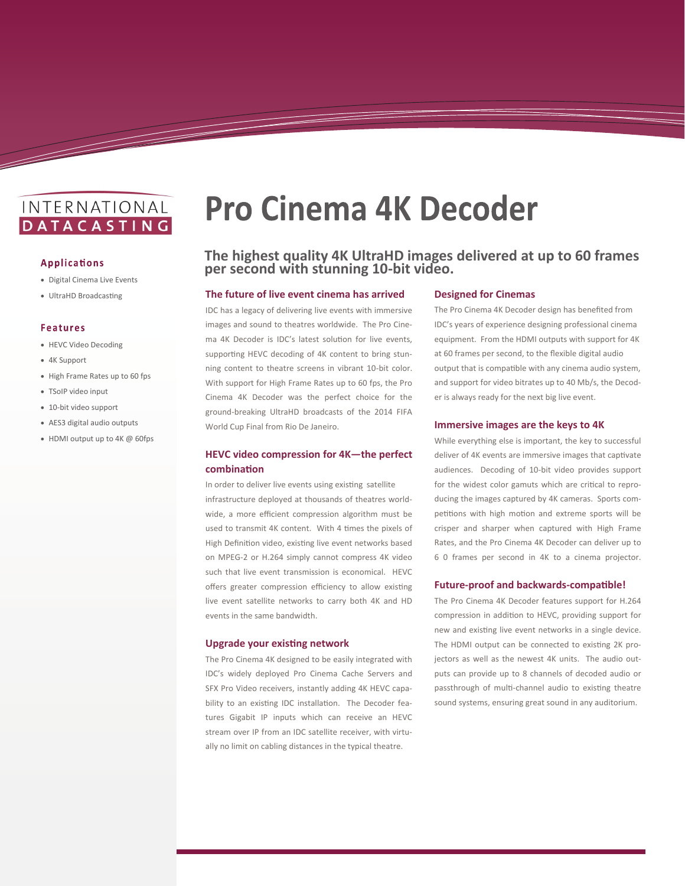INTERNATIONAL DATACASTING

# Pro Cinema 4K Decoder

## The highest quality 4K UltraHD images delivered at up to 60 frames per second with stunning 10-bit video.

### Applications

- Digital Cinema Live Events
- UltraHD Broadcasting

### Features

- HEVC Video Decoding
- 4K Support
- High Frame Rates up to 60 fps
- TSoIP video input
- 10-bit video support
- AES3 digital audio outputs
- HDMI output up to 4K @ 60fps

### The future of live event cinema has arrived

IDC has a legacy of delivering live events with immersive images and sound to theatres worldwide. The Pro Cinema 4K Decoder is IDC's latest solution for live events, supporting HEVC decoding of 4K content to bring stunning content to theatre screens in vibrant 10-bit color. With support for High Frame Rates up to 60 fps, the Pro Cinema 4K Decoder was the perfect choice for the ground-breaking UltraHD broadcasts of the 2014 FIFA World Cup Final from Rio De Janeiro.

### HEVC video compression for 4K—the perfect combination

In order to deliver live events using existing satellite infrastructure deployed at thousands of theatres worldwide, a more efficient compression algorithm must be used to transmit 4K content. With 4 times the pixels of High Definition video, existing live event networks based on MPEG-2 or H.264 simply cannot compress 4K video such that live event transmission is economical. HEVC offers greater compression efficiency to allow existing live event satellite networks to carry both 4K and HD events in the same bandwidth.

### Upgrade your existing network

The Pro Cinema 4K designed to be easily integrated with IDC's widely deployed Pro Cinema Cache Servers and SFX Pro Video receivers, instantly adding 4K HEVC capability to an existing IDC installation. The Decoder features Gigabit IP inputs which can receive an HEVC stream over IP from an IDC satellite receiver, with virtually no limit on cabling distances in the typical theatre.

### Designed for Cinemas

The Pro Cinema 4K Decoder design has benefited from IDC's years of experience designing professional cinema equipment. From the HDMI outputs with support for 4K at 60 frames per second, to the flexible digital audio output that is compatible with any cinema audio system, and support for video bitrates up to 40 Mb/s, the Decoder is always ready for the next big live event.

### Immersive images are the keys to 4K

While everything else is important, the key to successful deliver of 4K events are immersive images that captivate audiences. Decoding of 10-bit video provides support for the widest color gamuts which are critical to reproducing the images captured by 4K cameras. Sports competitions with high motion and extreme sports will be crisper and sharper when captured with High Frame Rates, and the Pro Cinema 4K Decoder can deliver up to 6 0 frames per second in 4K to a cinema projector.

### Future-proof and backwards-compatible!

The Pro Cinema 4K Decoder features support for H.264 compression in addition to HEVC, providing support for new and existing live event networks in a single device. The HDMI output can be connected to existing 2K projectors as well as the newest 4K units. The audio outputs can provide up to 8 channels of decoded audio or passthrough of multi-channel audio to existing theatre sound systems, ensuring great sound in any auditorium.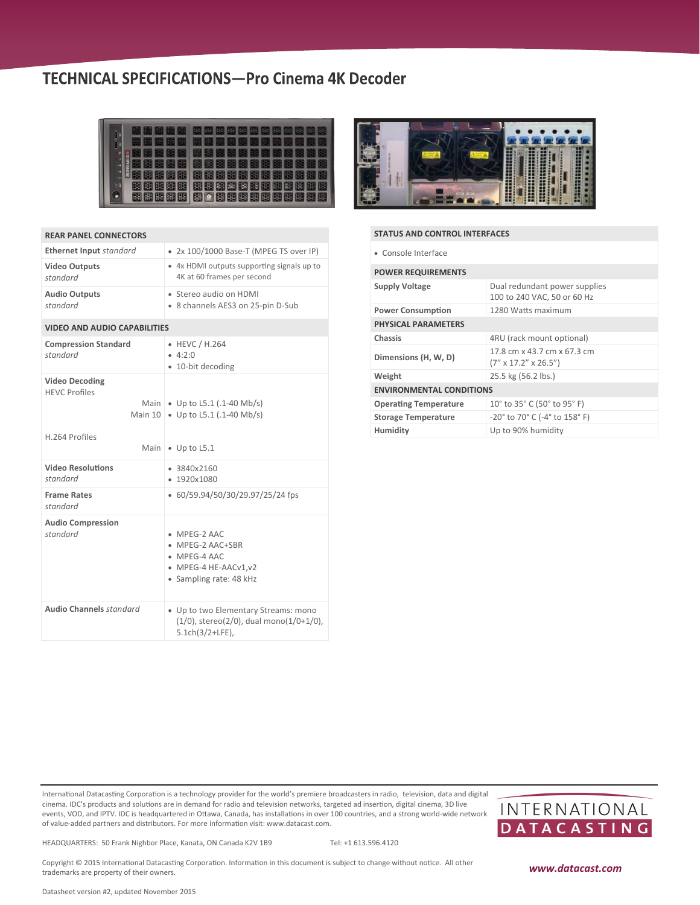# TECHNICAL SPECIFICATIONS—Pro Cinema 4K Decoder

| REAR PANEL CONNECTORS | |
|---|---|
| **Ethernet Input** *standard* | • 2x 100/1000 Base-T (MPEG TS over IP) |
| **Video Outputs** *standard* | • 4x HDMI outputs supporting signals up to 4K at 60 frames per second |
| **Audio Outputs** *standard* | • Stereo audio on HDMI<br>• 8 channels AES3 on 25-pin D-Sub |

| VIDEO AND AUDIO CAPABILITIES | |
|---|---|
| **Compression Standard** *standard* | • HEVC / H.264<br>• 4:2:0<br>• 10-bit decoding |
| **Video Decoding** | |
| HEVC Profiles | |
| Main | • Up to L5.1 (.1-40 Mb/s) |
| Main 10 | • Up to L5.1 (.1-40 Mb/s) |
| H.264 Profiles | |
| Main | • Up to L5.1 |
| **Video Resolutions** *standard* | • 3840x2160<br>• 1920x1080 |
| **Frame Rates** *standard* | • 60/59.94/50/30/29.97/25/24 fps |
| **Audio Compression** *standard* | • MPEG-2 AAC<br>• MPEG-2 AAC+SBR<br>• MPEG-4 AAC<br>• MPEG-4 HE-AACv1,v2<br>• Sampling rate: 48 kHz |
| **Audio Channels** *standard* | • Up to two Elementary Streams: mono (1/0), stereo(2/0), dual mono(1/0+1/0), 5.1ch(3/2+LFE), |

| STATUS AND CONTROL INTERFACES | |
|---|---|
| • Console Interface | |

| POWER REQUIREMENTS | |
|---|---|
| **Supply Voltage** | Dual redundant power supplies 100 to 240 VAC, 50 or 60 Hz |
| **Power Consumption** | 1280 Watts maximum |

| PHYSICAL PARAMETERS | |
|---|---|
| **Chassis** | 4RU (rack mount optional) |
| **Dimensions (H, W, D)** | 17.8 cm x 43.7 cm x 67.3 cm (7" x 17.2" x 26.5") |
| **Weight** | 25.5 kg (56.2 lbs.) |

| ENVIRONMENTAL CONDITIONS | |
|---|---|
| **Operating Temperature** | 10° to 35° C (50° to 95° F) |
| **Storage Temperature** | -20° to 70° C (-4° to 158° F) |
| **Humidity** | Up to 90% humidity |

International Datacasting Corporation is a technology provider for the world's premiere broadcasters in radio, television, data and digital cinema. IDC's products and solutions are in demand for radio and television networks, targeted ad insertion, digital cinema, 3D live events, VOD, and IPTV. IDC is headquartered in Ottawa, Canada, has installations in over 100 countries, and a strong world-wide network of value-added partners and distributors. For more information visit: www.datacast.com.

HEADQUARTERS: 50 Frank Nighbor Place, Kanata, ON Canada K2V 1B9    Tel: +1 613.596.4120

Copyright © 2015 International Datacasting Corporation. Information in this document is subject to change without notice. All other trademarks are property of their owners.

INTERNATIONAL DATACASTING

*www.datacast.com*

Datasheet version #2, updated November 2015